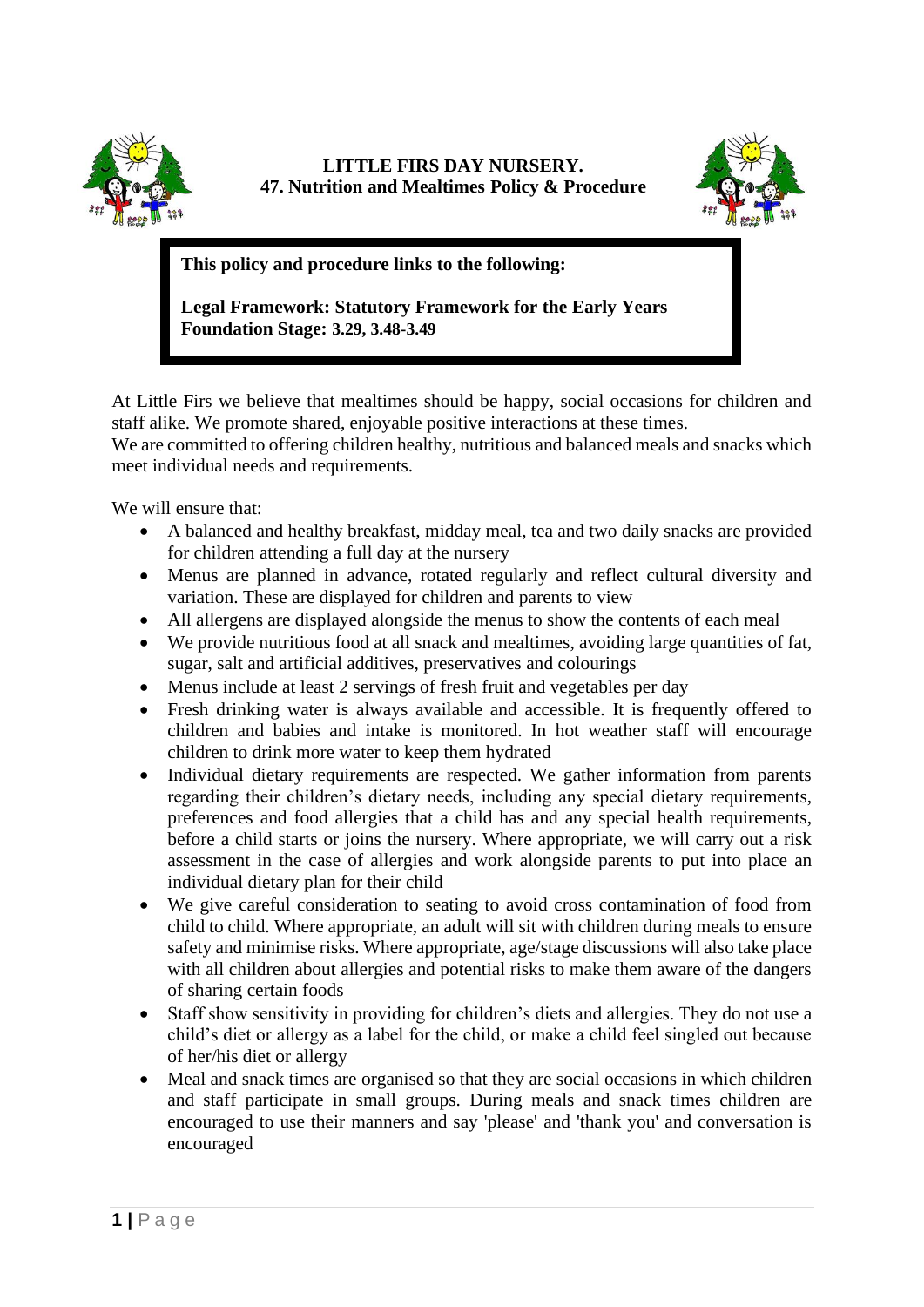# LITTLE FIRS DAY NURSERY.
## 47. Nutrition and Mealtimes Policy & Procedure

**This policy and procedure links to the following:**

**Legal Framework: Statutory Framework for the Early Years Foundation Stage: 3.29, 3.48-3.49**

At Little Firs we believe that mealtimes should be happy, social occasions for children and staff alike. We promote shared, enjoyable positive interactions at these times.
We are committed to offering children healthy, nutritious and balanced meals and snacks which meet individual needs and requirements.

We will ensure that:

- A balanced and healthy breakfast, midday meal, tea and two daily snacks are provided for children attending a full day at the nursery
- Menus are planned in advance, rotated regularly and reflect cultural diversity and variation. These are displayed for children and parents to view
- All allergens are displayed alongside the menus to show the contents of each meal
- We provide nutritious food at all snack and mealtimes, avoiding large quantities of fat, sugar, salt and artificial additives, preservatives and colourings
- Menus include at least 2 servings of fresh fruit and vegetables per day
- Fresh drinking water is always available and accessible. It is frequently offered to children and babies and intake is monitored. In hot weather staff will encourage children to drink more water to keep them hydrated
- Individual dietary requirements are respected. We gather information from parents regarding their children's dietary needs, including any special dietary requirements, preferences and food allergies that a child has and any special health requirements, before a child starts or joins the nursery. Where appropriate, we will carry out a risk assessment in the case of allergies and work alongside parents to put into place an individual dietary plan for their child
- We give careful consideration to seating to avoid cross contamination of food from child to child. Where appropriate, an adult will sit with children during meals to ensure safety and minimise risks. Where appropriate, age/stage discussions will also take place with all children about allergies and potential risks to make them aware of the dangers of sharing certain foods
- Staff show sensitivity in providing for children's diets and allergies. They do not use a child's diet or allergy as a label for the child, or make a child feel singled out because of her/his diet or allergy
- Meal and snack times are organised so that they are social occasions in which children and staff participate in small groups. During meals and snack times children are encouraged to use their manners and say 'please' and 'thank you' and conversation is encouraged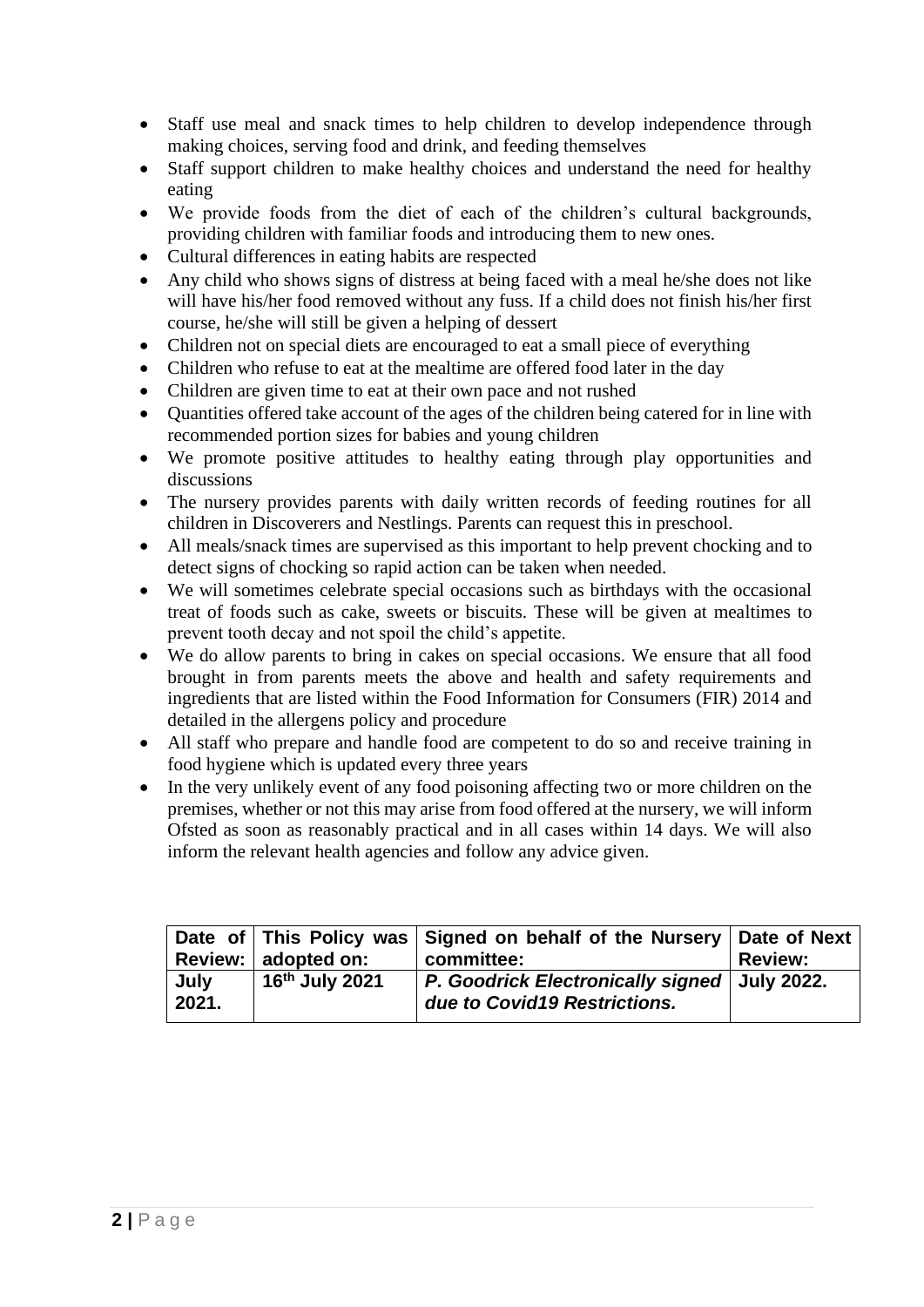- Staff use meal and snack times to help children to develop independence through making choices, serving food and drink, and feeding themselves
- Staff support children to make healthy choices and understand the need for healthy eating
- We provide foods from the diet of each of the children's cultural backgrounds, providing children with familiar foods and introducing them to new ones.
- Cultural differences in eating habits are respected
- Any child who shows signs of distress at being faced with a meal he/she does not like will have his/her food removed without any fuss. If a child does not finish his/her first course, he/she will still be given a helping of dessert
- Children not on special diets are encouraged to eat a small piece of everything
- Children who refuse to eat at the mealtime are offered food later in the day
- Children are given time to eat at their own pace and not rushed
- Quantities offered take account of the ages of the children being catered for in line with recommended portion sizes for babies and young children
- We promote positive attitudes to healthy eating through play opportunities and discussions
- The nursery provides parents with daily written records of feeding routines for all children in Discoverers and Nestlings. Parents can request this in preschool.
- All meals/snack times are supervised as this important to help prevent chocking and to detect signs of chocking so rapid action can be taken when needed.
- We will sometimes celebrate special occasions such as birthdays with the occasional treat of foods such as cake, sweets or biscuits. These will be given at mealtimes to prevent tooth decay and not spoil the child's appetite.
- We do allow parents to bring in cakes on special occasions. We ensure that all food brought in from parents meets the above and health and safety requirements and ingredients that are listed within the Food Information for Consumers (FIR) 2014 and detailed in the allergens policy and procedure
- All staff who prepare and handle food are competent to do so and receive training in food hygiene which is updated every three years
- In the very unlikely event of any food poisoning affecting two or more children on the premises, whether or not this may arise from food offered at the nursery, we will inform Ofsted as soon as reasonably practical and in all cases within 14 days. We will also inform the relevant health agencies and follow any advice given.

| **Date of Review:** | **This Policy was adopted on:** | **Signed on behalf of the Nursery committee:** | **Date of Next Review:** |
|---|---|---|---|
| **July 2021.** | **16th July 2021** | ***P. Goodrick Electronically signed due to Covid19 Restrictions.*** | **July 2022.** |